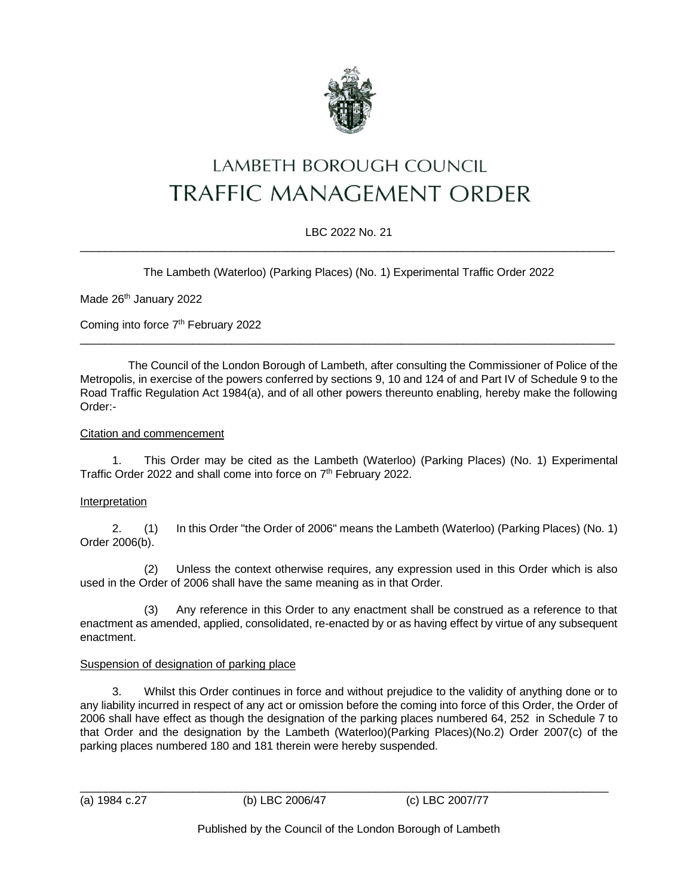# LAMBETH BOROUGH COUNCIL
# TRAFFIC MANAGEMENT ORDER

LBC 2022 No. 21

---

The Lambeth (Waterloo) (Parking Places) (No. 1) Experimental Traffic Order 2022

Made 26th January 2022

Coming into force 7th February 2022

---

The Council of the London Borough of Lambeth, after consulting the Commissioner of Police of the Metropolis, in exercise of the powers conferred by sections 9, 10 and 124 of and Part IV of Schedule 9 to the Road Traffic Regulation Act 1984(a), and of all other powers thereunto enabling, hereby make the following Order:-

Citation and commencement

1. This Order may be cited as the Lambeth (Waterloo) (Parking Places) (No. 1) Experimental Traffic Order 2022 and shall come into force on 7th February 2022.

Interpretation

2. (1) In this Order "the Order of 2006" means the Lambeth (Waterloo) (Parking Places) (No. 1) Order 2006(b).

(2) Unless the context otherwise requires, any expression used in this Order which is also used in the Order of 2006 shall have the same meaning as in that Order.

(3) Any reference in this Order to any enactment shall be construed as a reference to that enactment as amended, applied, consolidated, re-enacted by or as having effect by virtue of any subsequent enactment.

Suspension of designation of parking place

3. Whilst this Order continues in force and without prejudice to the validity of anything done or to any liability incurred in respect of any act or omission before the coming into force of this Order, the Order of 2006 shall have effect as though the designation of the parking places numbered 64, 252 in Schedule 7 to that Order and the designation by the Lambeth (Waterloo)(Parking Places)(No.2) Order 2007(c) of the parking places numbered 180 and 181 therein were hereby suspended.

---

(a) 1984 c.27 (b) LBC 2006/47 (c) LBC 2007/77

Published by the Council of the London Borough of Lambeth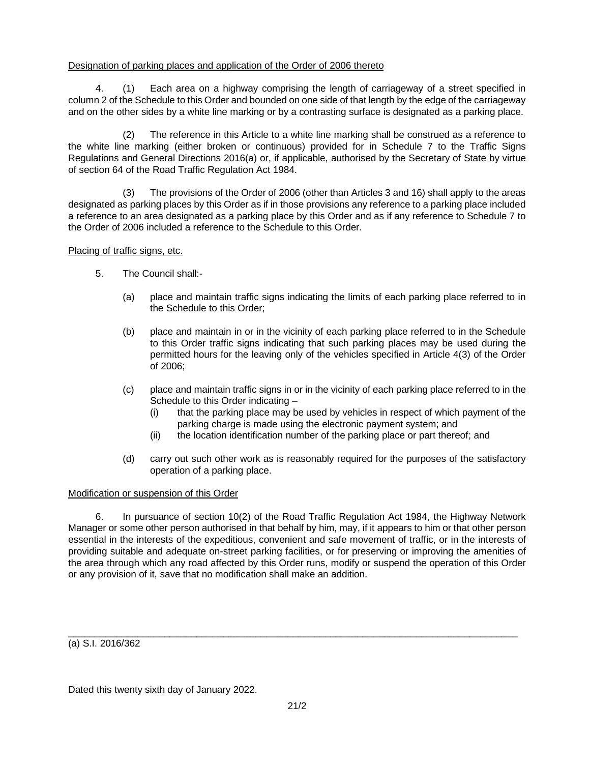Designation of parking places and application of the Order of 2006 thereto

4. (1) Each area on a highway comprising the length of carriageway of a street specified in column 2 of the Schedule to this Order and bounded on one side of that length by the edge of the carriageway and on the other sides by a white line marking or by a contrasting surface is designated as a parking place.

(2) The reference in this Article to a white line marking shall be construed as a reference to the white line marking (either broken or continuous) provided for in Schedule 7 to the Traffic Signs Regulations and General Directions 2016(a) or, if applicable, authorised by the Secretary of State by virtue of section 64 of the Road Traffic Regulation Act 1984.

(3) The provisions of the Order of 2006 (other than Articles 3 and 16) shall apply to the areas designated as parking places by this Order as if in those provisions any reference to a parking place included a reference to an area designated as a parking place by this Order and as if any reference to Schedule 7 to the Order of 2006 included a reference to the Schedule to this Order.

Placing of traffic signs, etc.

5. The Council shall:-

   (a) place and maintain traffic signs indicating the limits of each parking place referred to in the Schedule to this Order;

   (b) place and maintain in or in the vicinity of each parking place referred to in the Schedule to this Order traffic signs indicating that such parking places may be used during the permitted hours for the leaving only of the vehicles specified in Article 4(3) of the Order of 2006;

   (c) place and maintain traffic signs in or in the vicinity of each parking place referred to in the Schedule to this Order indicating –
      (i) that the parking place may be used by vehicles in respect of which payment of the parking charge is made using the electronic payment system; and
      (ii) the location identification number of the parking place or part thereof; and

   (d) carry out such other work as is reasonably required for the purposes of the satisfactory operation of a parking place.

Modification or suspension of this Order

6. In pursuance of section 10(2) of the Road Traffic Regulation Act 1984, the Highway Network Manager or some other person authorised in that behalf by him, may, if it appears to him or that other person essential in the interests of the expeditious, convenient and safe movement of traffic, or in the interests of providing suitable and adequate on-street parking facilities, or for preserving or improving the amenities of the area through which any road affected by this Order runs, modify or suspend the operation of this Order or any provision of it, save that no modification shall make an addition.

---

(a) S.I. 2016/362

Dated this twenty sixth day of January 2022.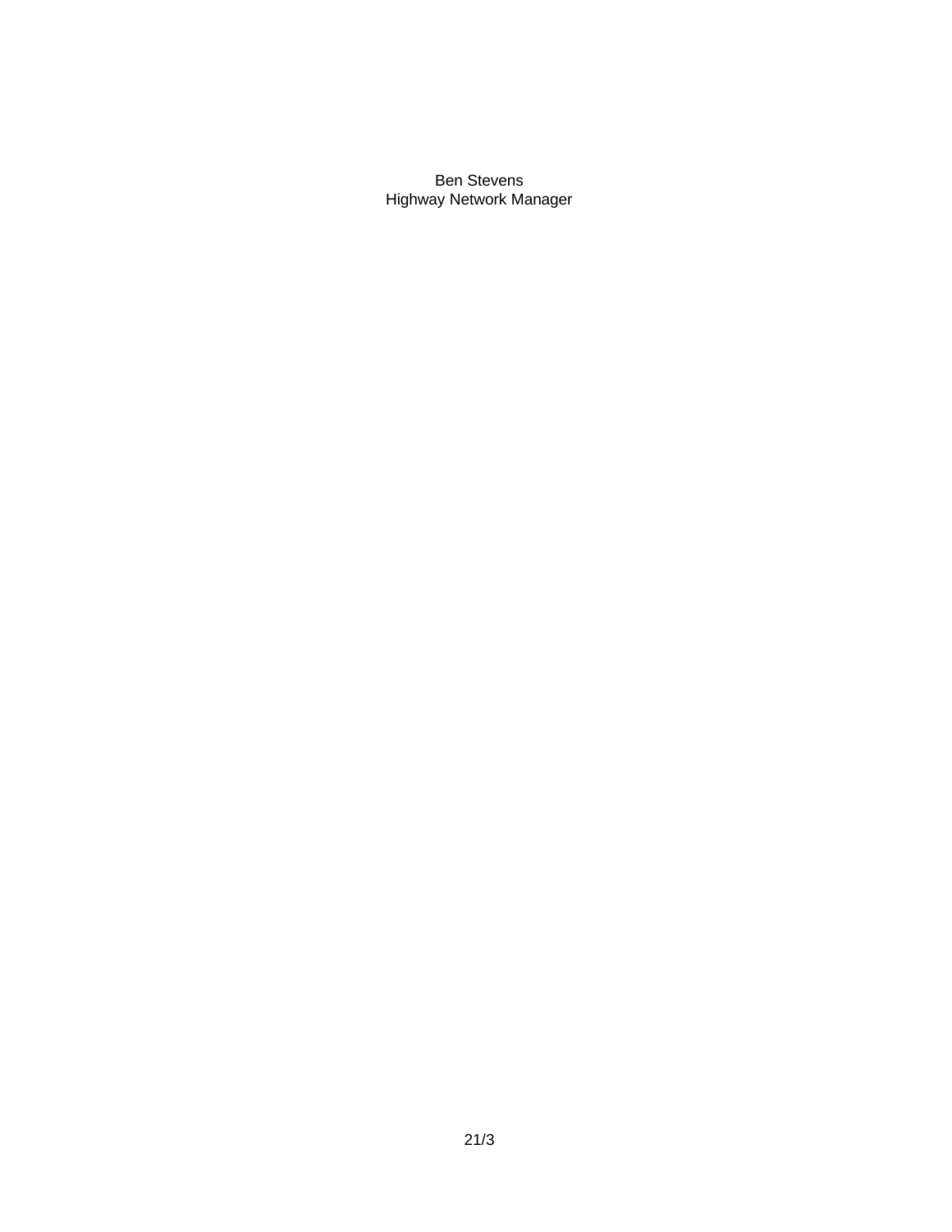Ben Stevens
Highway Network Manager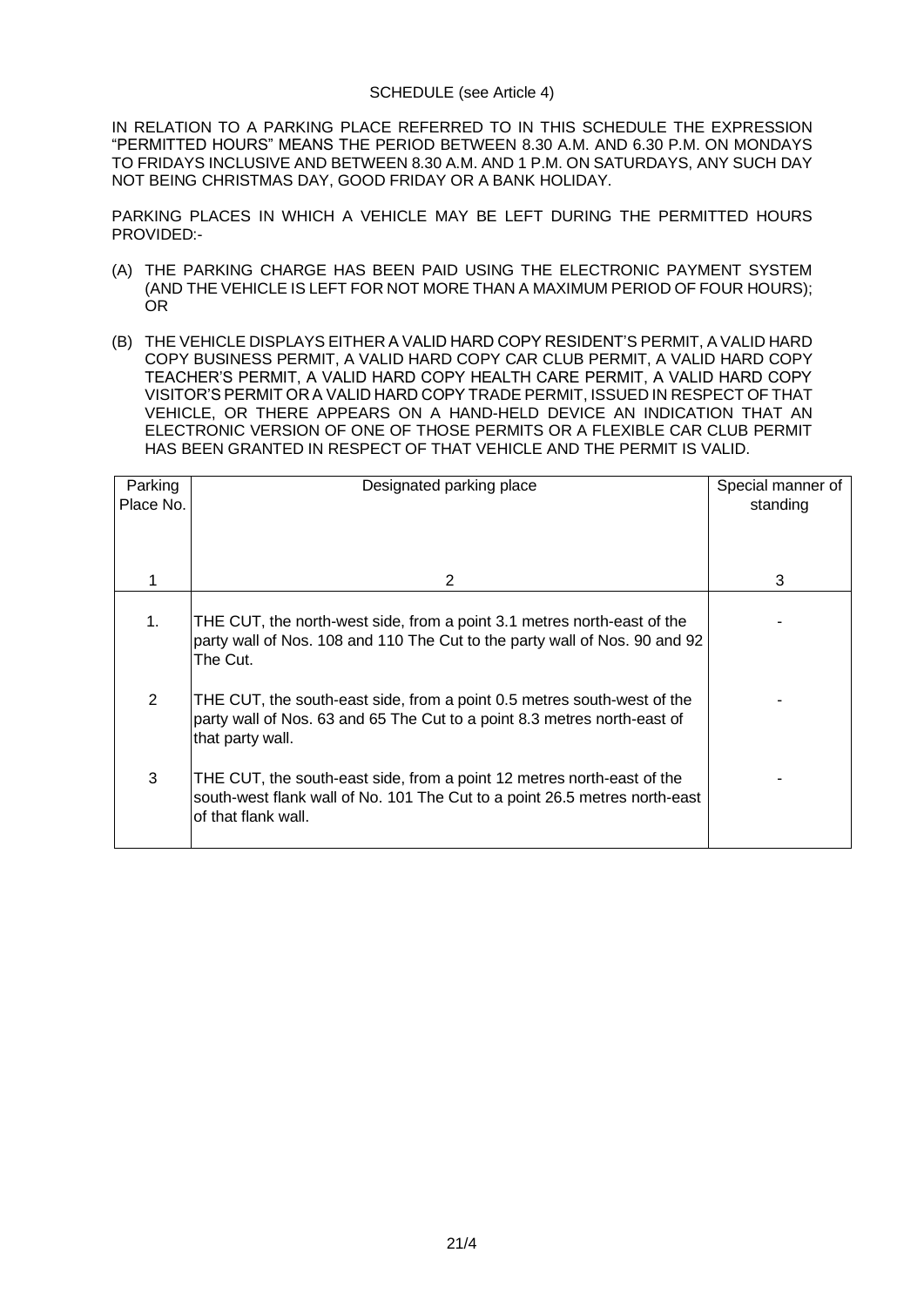SCHEDULE (see Article 4)

IN RELATION TO A PARKING PLACE REFERRED TO IN THIS SCHEDULE THE EXPRESSION "PERMITTED HOURS" MEANS THE PERIOD BETWEEN 8.30 A.M. AND 6.30 P.M. ON MONDAYS TO FRIDAYS INCLUSIVE AND BETWEEN 8.30 A.M. AND 1 P.M. ON SATURDAYS, ANY SUCH DAY NOT BEING CHRISTMAS DAY, GOOD FRIDAY OR A BANK HOLIDAY.

PARKING PLACES IN WHICH A VEHICLE MAY BE LEFT DURING THE PERMITTED HOURS PROVIDED:-

(A) THE PARKING CHARGE HAS BEEN PAID USING THE ELECTRONIC PAYMENT SYSTEM (AND THE VEHICLE IS LEFT FOR NOT MORE THAN A MAXIMUM PERIOD OF FOUR HOURS); OR

(B) THE VEHICLE DISPLAYS EITHER A VALID HARD COPY RESIDENT'S PERMIT, A VALID HARD COPY BUSINESS PERMIT, A VALID HARD COPY CAR CLUB PERMIT, A VALID HARD COPY TEACHER'S PERMIT, A VALID HARD COPY HEALTH CARE PERMIT, A VALID HARD COPY VISITOR'S PERMIT OR A VALID HARD COPY TRADE PERMIT, ISSUED IN RESPECT OF THAT VEHICLE, OR THERE APPEARS ON A HAND-HELD DEVICE AN INDICATION THAT AN ELECTRONIC VERSION OF ONE OF THOSE PERMITS OR A FLEXIBLE CAR CLUB PERMIT HAS BEEN GRANTED IN RESPECT OF THAT VEHICLE AND THE PERMIT IS VALID.

| Parking Place No. | Designated parking place | Special manner of standing |
|---|---|---|
| 1 | 2 | 3 |
| 1. | THE CUT, the north-west side, from a point 3.1 metres north-east of the party wall of Nos. 108 and 110 The Cut to the party wall of Nos. 90 and 92 The Cut. | - |
| 2 | THE CUT, the south-east side, from a point 0.5 metres south-west of the party wall of Nos. 63 and 65 The Cut to a point 8.3 metres north-east of that party wall. | - |
| 3 | THE CUT, the south-east side, from a point 12 metres north-east of the south-west flank wall of No. 101 The Cut to a point 26.5 metres north-east of that flank wall. | - |